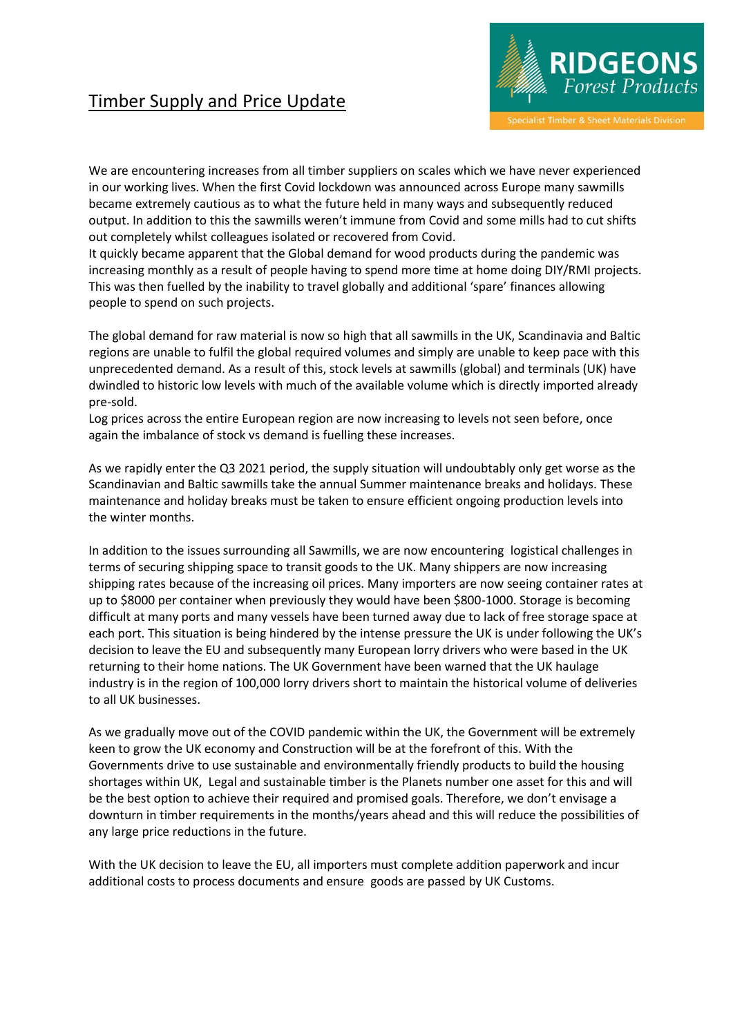# Timber Supply and Price Update

RIDGEONS Forest Products

Specialist Timber & Sheet Materials Division

We are encountering increases from all timber suppliers on scales which we have never experienced in our working lives. When the first Covid lockdown was announced across Europe many sawmills became extremely cautious as to what the future held in many ways and subsequently reduced output. In addition to this the sawmills weren't immune from Covid and some mills had to cut shifts out completely whilst colleagues isolated or recovered from Covid.
It quickly became apparent that the Global demand for wood products during the pandemic was increasing monthly as a result of people having to spend more time at home doing DIY/RMI projects. This was then fuelled by the inability to travel globally and additional 'spare' finances allowing people to spend on such projects.

The global demand for raw material is now so high that all sawmills in the UK, Scandinavia and Baltic regions are unable to fulfil the global required volumes and simply are unable to keep pace with this unprecedented demand. As a result of this, stock levels at sawmills (global) and terminals (UK) have dwindled to historic low levels with much of the available volume which is directly imported already pre-sold.
Log prices across the entire European region are now increasing to levels not seen before, once again the imbalance of stock vs demand is fuelling these increases.

As we rapidly enter the Q3 2021 period, the supply situation will undoubtably only get worse as the Scandinavian and Baltic sawmills take the annual Summer maintenance breaks and holidays. These maintenance and holiday breaks must be taken to ensure efficient ongoing production levels into the winter months.

In addition to the issues surrounding all Sawmills, we are now encountering logistical challenges in terms of securing shipping space to transit goods to the UK. Many shippers are now increasing shipping rates because of the increasing oil prices. Many importers are now seeing container rates at up to $8000 per container when previously they would have been $800-1000. Storage is becoming difficult at many ports and many vessels have been turned away due to lack of free storage space at each port. This situation is being hindered by the intense pressure the UK is under following the UK's decision to leave the EU and subsequently many European lorry drivers who were based in the UK returning to their home nations. The UK Government have been warned that the UK haulage industry is in the region of 100,000 lorry drivers short to maintain the historical volume of deliveries to all UK businesses.

As we gradually move out of the COVID pandemic within the UK, the Government will be extremely keen to grow the UK economy and Construction will be at the forefront of this. With the Governments drive to use sustainable and environmentally friendly products to build the housing shortages within UK, Legal and sustainable timber is the Planets number one asset for this and will be the best option to achieve their required and promised goals. Therefore, we don't envisage a downturn in timber requirements in the months/years ahead and this will reduce the possibilities of any large price reductions in the future.

With the UK decision to leave the EU, all importers must complete addition paperwork and incur additional costs to process documents and ensure goods are passed by UK Customs.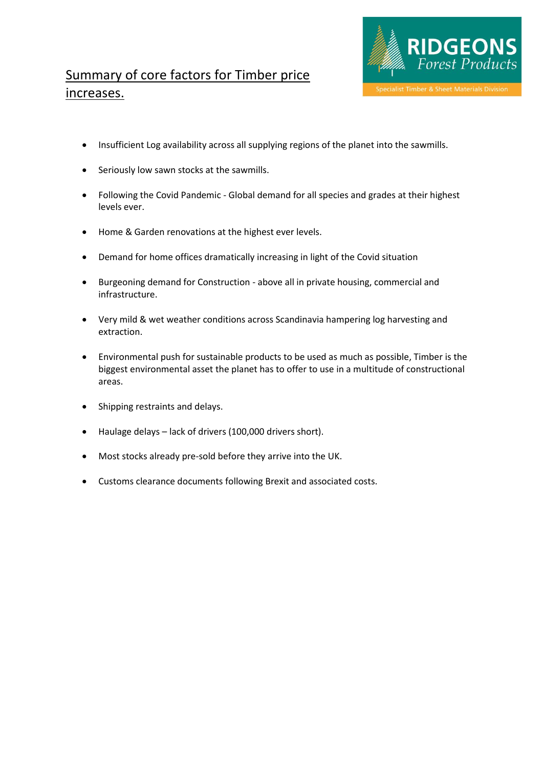# Summary of core factors for Timber price increases.

RIDGEONS Forest Products

Specialist Timber & Sheet Materials Division

- Insufficient Log availability across all supplying regions of the planet into the sawmills.
- Seriously low sawn stocks at the sawmills.
- Following the Covid Pandemic - Global demand for all species and grades at their highest levels ever.
- Home & Garden renovations at the highest ever levels.
- Demand for home offices dramatically increasing in light of the Covid situation
- Burgeoning demand for Construction - above all in private housing, commercial and infrastructure.
- Very mild & wet weather conditions across Scandinavia hampering log harvesting and extraction.
- Environmental push for sustainable products to be used as much as possible, Timber is the biggest environmental asset the planet has to offer to use in a multitude of constructional areas.
- Shipping restraints and delays.
- Haulage delays – lack of drivers (100,000 drivers short).
- Most stocks already pre-sold before they arrive into the UK.
- Customs clearance documents following Brexit and associated costs.